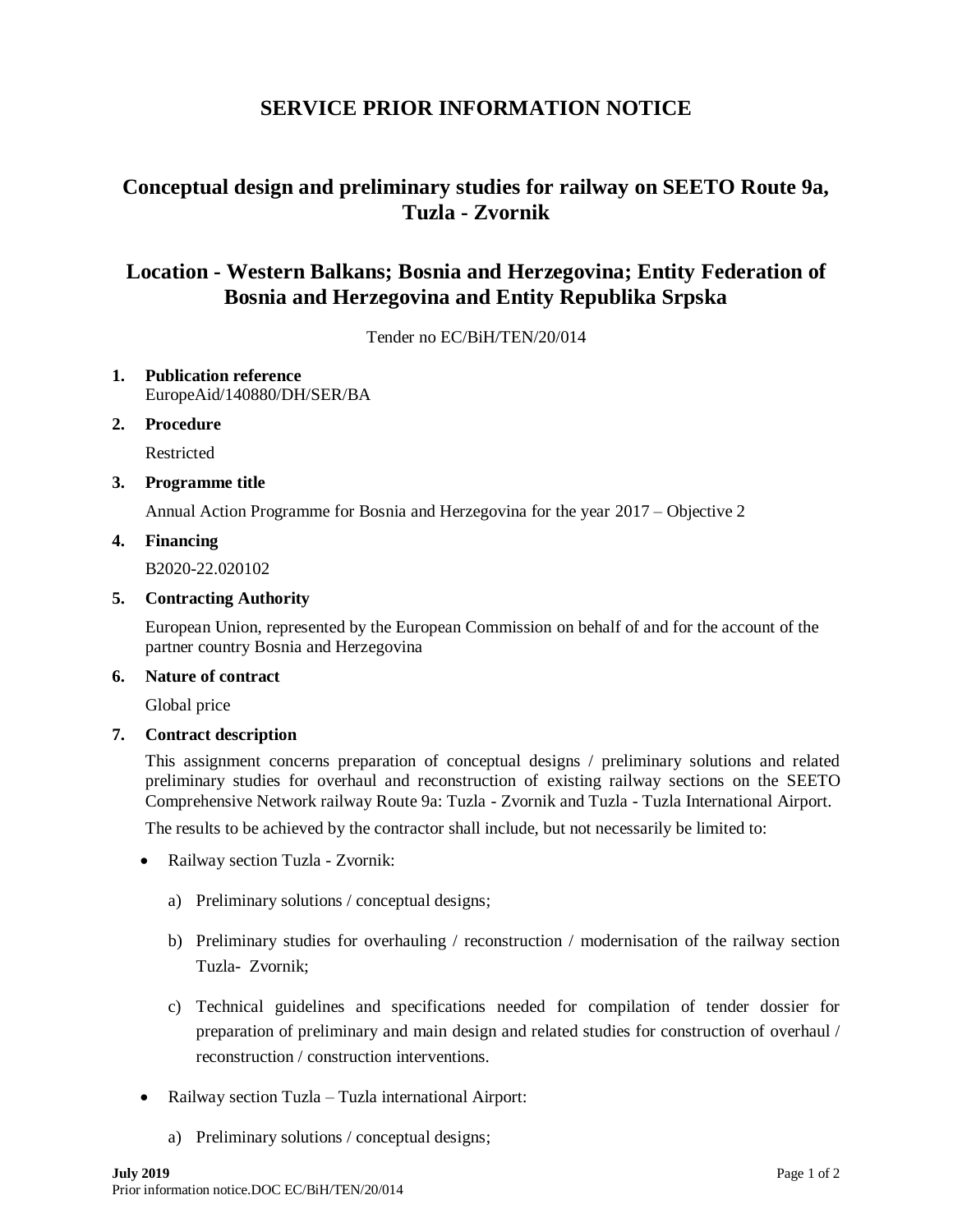# SERVICE PRIOR INFORMATION NOTICE

## Conceptual design and preliminary studies for railway on SEETO Route 9a, Tuzla - Zvornik

## Location - Western Balkans; Bosnia and Herzegovina; Entity Federation of Bosnia and Herzegovina and Entity Republika Srpska

Tender no EC/BiH/TEN/20/014

1. **Publication reference**
   EuropeAid/140880/DH/SER/BA

2. **Procedure**

   Restricted

3. **Programme title**

   Annual Action Programme for Bosnia and Herzegovina for the year 2017 – Objective 2

4. **Financing**

   B2020-22.020102

5. **Contracting Authority**

   European Union, represented by the European Commission on behalf of and for the account of the partner country Bosnia and Herzegovina

6. **Nature of contract**

   Global price

7. **Contract description**

   This assignment concerns preparation of conceptual designs / preliminary solutions and related preliminary studies for overhaul and reconstruction of existing railway sections on the SEETO Comprehensive Network railway Route 9a: Tuzla - Zvornik and Tuzla - Tuzla International Airport.

   The results to be achieved by the contractor shall include, but not necessarily be limited to:

   - Railway section Tuzla - Zvornik:

     a) Preliminary solutions / conceptual designs;

     b) Preliminary studies for overhauling / reconstruction / modernisation of the railway section Tuzla- Zvornik;

     c) Technical guidelines and specifications needed for compilation of tender dossier for preparation of preliminary and main design and related studies for construction of overhaul / reconstruction / construction interventions.

   - Railway section Tuzla – Tuzla international Airport:

     a) Preliminary solutions / conceptual designs;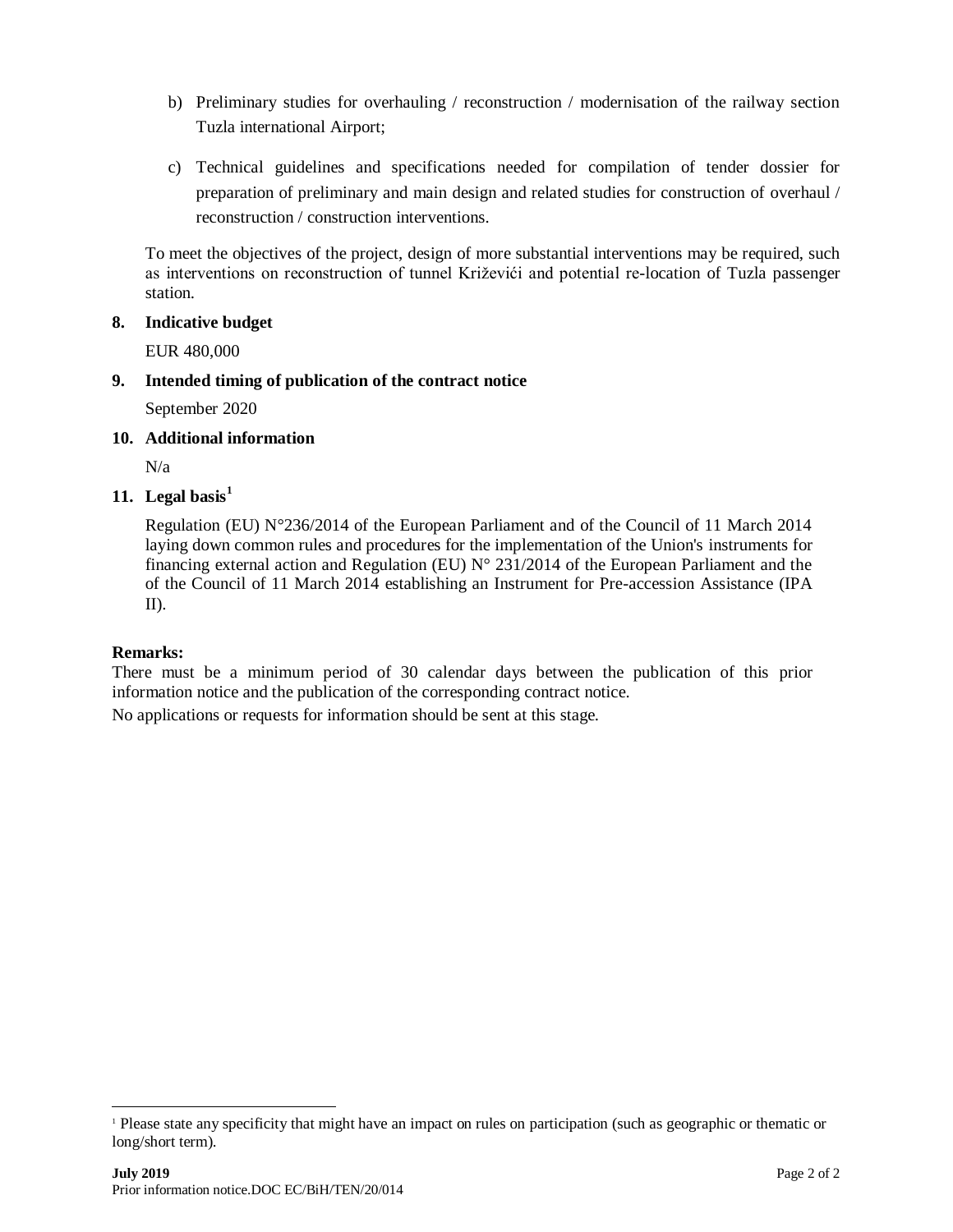b) Preliminary studies for overhauling / reconstruction / modernisation of the railway section Tuzla international Airport;

c) Technical guidelines and specifications needed for compilation of tender dossier for preparation of preliminary and main design and related studies for construction of overhaul / reconstruction / construction interventions.

To meet the objectives of the project, design of more substantial interventions may be required, such as interventions on reconstruction of tunnel Križevići and potential re-location of Tuzla passenger station.

**8. Indicative budget**

EUR 480,000

**9. Intended timing of publication of the contract notice**

September 2020

**10. Additional information**

N/a

**11. Legal basis[1]**

Regulation (EU) N°236/2014 of the European Parliament and of the Council of 11 March 2014 laying down common rules and procedures for the implementation of the Union's instruments for financing external action and Regulation (EU) N° 231/2014 of the European Parliament and the of the Council of 11 March 2014 establishing an Instrument for Pre-accession Assistance (IPA II).

**Remarks:**

There must be a minimum period of 30 calendar days between the publication of this prior information notice and the publication of the corresponding contract notice.

No applications or requests for information should be sent at this stage.

---

[1] Please state any specificity that might have an impact on rules on participation (such as geographic or thematic or long/short term).